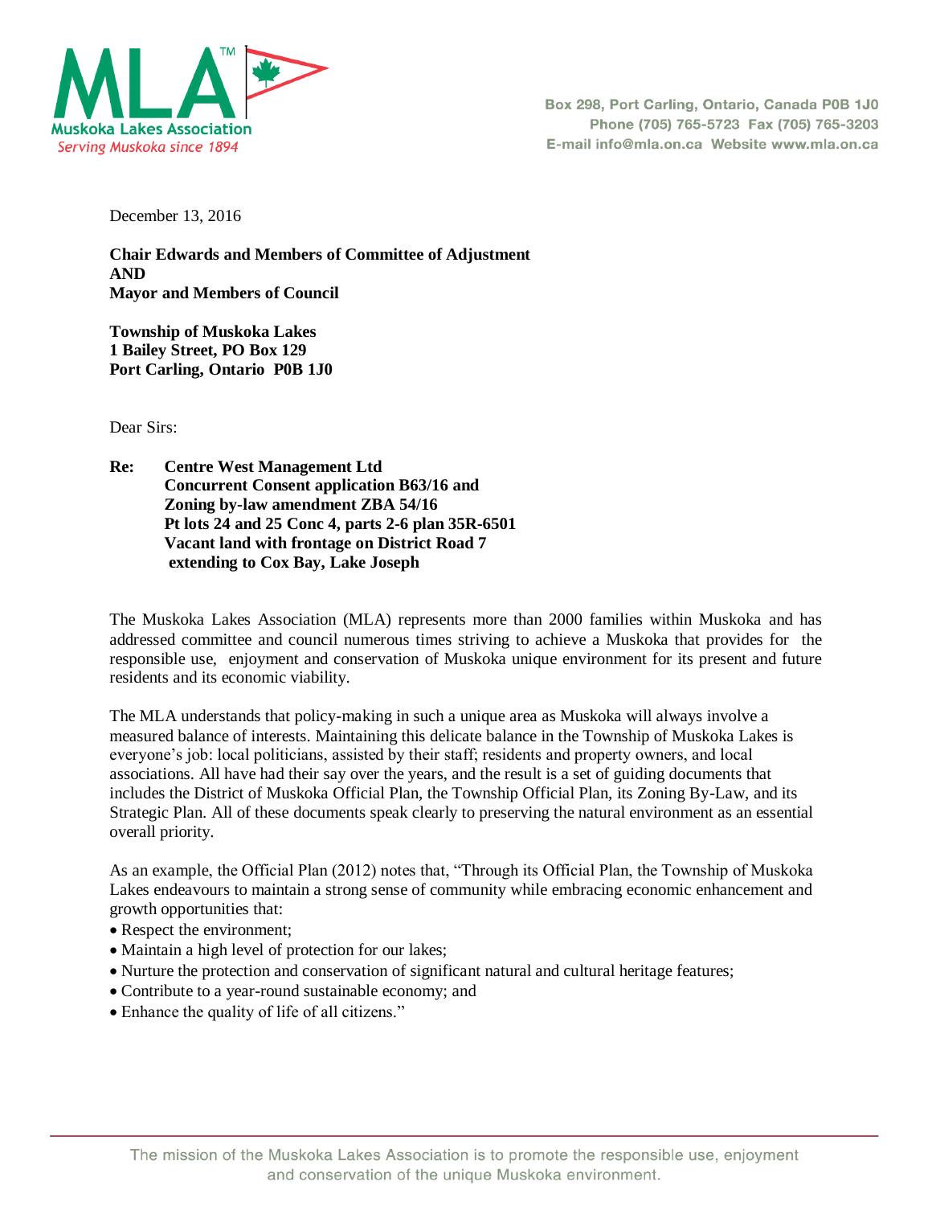**Muskoka Lakes Association**
*Serving Muskoka since 1894*

Box 298, Port Carling, Ontario, Canada P0B 1J0
Phone (705) 765-5723 Fax (705) 765-3203
E-mail info@mla.on.ca Website www.mla.on.ca

December 13, 2016

**Chair Edwards and Members of Committee of Adjustment**
**AND**
**Mayor and Members of Council**

**Township of Muskoka Lakes**
**1 Bailey Street, PO Box 129**
**Port Carling, Ontario P0B 1J0**

Dear Sirs:

**Re: Centre West Management Ltd**
**Concurrent Consent application B63/16 and**
**Zoning by-law amendment ZBA 54/16**
**Pt lots 24 and 25 Conc 4, parts 2-6 plan 35R-6501**
**Vacant land with frontage on District Road 7**
**extending to Cox Bay, Lake Joseph**

The Muskoka Lakes Association (MLA) represents more than 2000 families within Muskoka and has addressed committee and council numerous times striving to achieve a Muskoka that provides for the responsible use, enjoyment and conservation of Muskoka unique environment for its present and future residents and its economic viability.

The MLA understands that policy-making in such a unique area as Muskoka will always involve a measured balance of interests. Maintaining this delicate balance in the Township of Muskoka Lakes is everyone's job: local politicians, assisted by their staff; residents and property owners, and local associations. All have had their say over the years, and the result is a set of guiding documents that includes the District of Muskoka Official Plan, the Township Official Plan, its Zoning By-Law, and its Strategic Plan. All of these documents speak clearly to preserving the natural environment as an essential overall priority.

As an example, the Official Plan (2012) notes that, "Through its Official Plan, the Township of Muskoka Lakes endeavours to maintain a strong sense of community while embracing economic enhancement and growth opportunities that:

- Respect the environment;
- Maintain a high level of protection for our lakes;
- Nurture the protection and conservation of significant natural and cultural heritage features;
- Contribute to a year-round sustainable economy; and
- Enhance the quality of life of all citizens."

The mission of the Muskoka Lakes Association is to promote the responsible use, enjoyment and conservation of the unique Muskoka environment.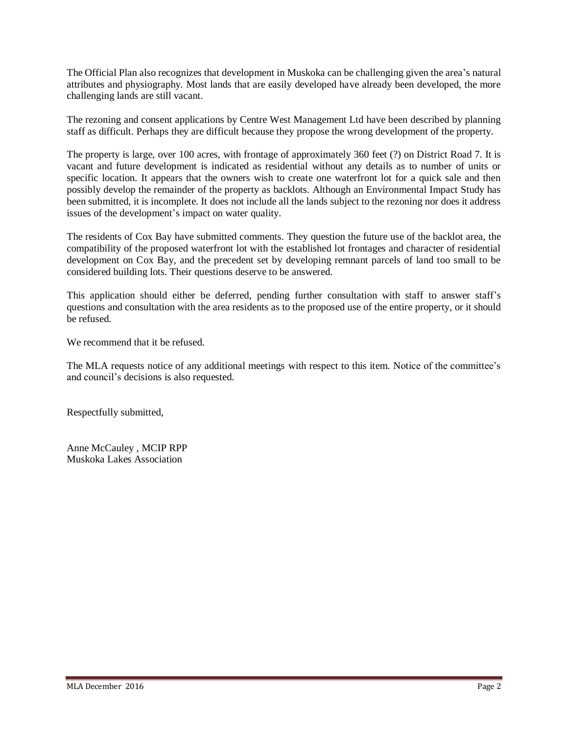The Official Plan also recognizes that development in Muskoka can be challenging given the area's natural attributes and physiography. Most lands that are easily developed have already been developed, the more challenging lands are still vacant.

The rezoning and consent applications by Centre West Management Ltd have been described by planning staff as difficult. Perhaps they are difficult because they propose the wrong development of the property.

The property is large, over 100 acres, with frontage of approximately 360 feet (?) on District Road 7. It is vacant and future development is indicated as residential without any details as to number of units or specific location. It appears that the owners wish to create one waterfront lot for a quick sale and then possibly develop the remainder of the property as backlots. Although an Environmental Impact Study has been submitted, it is incomplete. It does not include all the lands subject to the rezoning nor does it address issues of the development's impact on water quality.

The residents of Cox Bay have submitted comments. They question the future use of the backlot area, the compatibility of the proposed waterfront lot with the established lot frontages and character of residential development on Cox Bay, and the precedent set by developing remnant parcels of land too small to be considered building lots. Their questions deserve to be answered.

This application should either be deferred, pending further consultation with staff to answer staff's questions and consultation with the area residents as to the proposed use of the entire property, or it should be refused.

We recommend that it be refused.

The MLA requests notice of any additional meetings with respect to this item. Notice of the committee's and council's decisions is also requested.

Respectfully submitted,

Anne McCauley , MCIP RPP
Muskoka Lakes Association